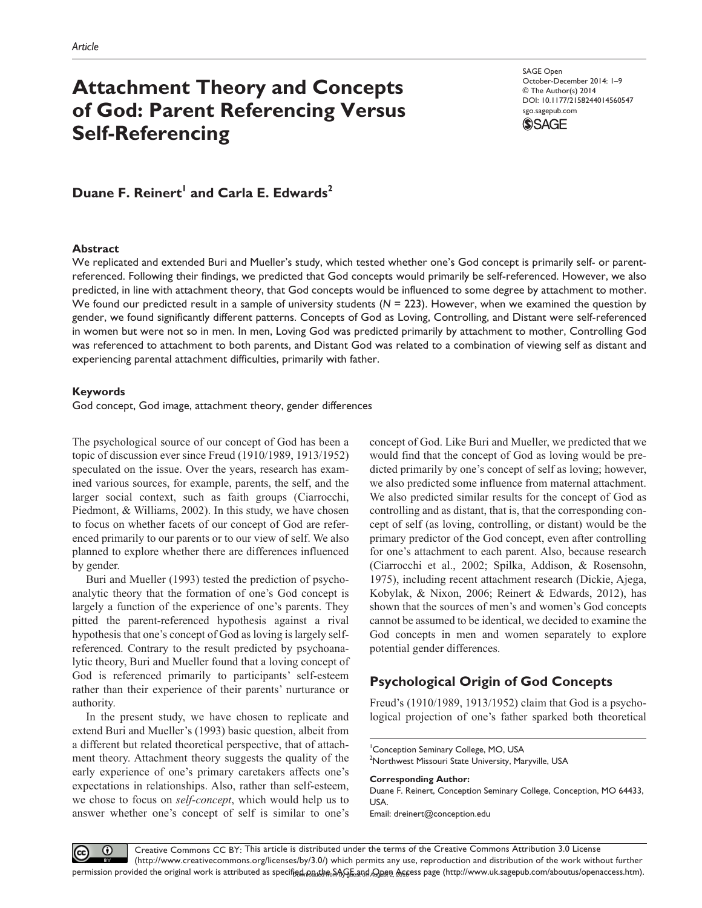Article

# Attachment Theory and Concepts of God: Parent Referencing Versus Self-Referencing

SAGE Open
October-December 2014: 1–9
© The Author(s) 2014
DOI: 10.1177/2158244014560547
sgo.sagepub.com

**Duane F. Reinert[1] and Carla E. Edwards[2]**

## Abstract

We replicated and extended Buri and Mueller's study, which tested whether one's God concept is primarily self- or parent-referenced. Following their findings, we predicted that God concepts would primarily be self-referenced. However, we also predicted, in line with attachment theory, that God concepts would be influenced to some degree by attachment to mother. We found our predicted result in a sample of university students (*N* = 223). However, when we examined the question by gender, we found significantly different patterns. Concepts of God as Loving, Controlling, and Distant were self-referenced in women but were not so in men. In men, Loving God was predicted primarily by attachment to mother, Controlling God was referenced to attachment to both parents, and Distant God was related to a combination of viewing self as distant and experiencing parental attachment difficulties, primarily with father.

## Keywords

God concept, God image, attachment theory, gender differences

The psychological source of our concept of God has been a topic of discussion ever since Freud (1910/1989, 1913/1952) speculated on the issue. Over the years, research has examined various sources, for example, parents, the self, and the larger social context, such as faith groups (Ciarrocchi, Piedmont, & Williams, 2002). In this study, we have chosen to focus on whether facets of our concept of God are referenced primarily to our parents or to our view of self. We also planned to explore whether there are differences influenced by gender.

Buri and Mueller (1993) tested the prediction of psychoanalytic theory that the formation of one's God concept is largely a function of the experience of one's parents. They pitted the parent-referenced hypothesis against a rival hypothesis that one's concept of God as loving is largely self-referenced. Contrary to the result predicted by psychoanalytic theory, Buri and Mueller found that a loving concept of God is referenced primarily to participants' self-esteem rather than their experience of their parents' nurturance or authority.

In the present study, we have chosen to replicate and extend Buri and Mueller's (1993) basic question, albeit from a different but related theoretical perspective, that of attachment theory. Attachment theory suggests the quality of the early experience of one's primary caretakers affects one's expectations in relationships. Also, rather than self-esteem, we chose to focus on *self-concept*, which would help us to answer whether one's concept of self is similar to one's concept of God. Like Buri and Mueller, we predicted that we would find that the concept of God as loving would be predicted primarily by one's concept of self as loving; however, we also predicted some influence from maternal attachment. We also predicted similar results for the concept of God as controlling and as distant, that is, that the corresponding concept of self (as loving, controlling, or distant) would be the primary predictor of the God concept, even after controlling for one's attachment to each parent. Also, because research (Ciarrocchi et al., 2002; Spilka, Addison, & Rosensohn, 1975), including recent attachment research (Dickie, Ajega, Kobylak, & Nixon, 2006; Reinert & Edwards, 2012), has shown that the sources of men's and women's God concepts cannot be assumed to be identical, we decided to examine the God concepts in men and women separately to explore potential gender differences.

## Psychological Origin of God Concepts

Freud's (1910/1989, 1913/1952) claim that God is a psychological projection of one's father sparked both theoretical

[1]Conception Seminary College, MO, USA
[2]Northwest Missouri State University, Maryville, USA

**Corresponding Author:**
Duane F. Reinert, Conception Seminary College, Conception, MO 64433, USA.
Email: dreinert@conception.edu

Creative Commons CC BY: This article is distributed under the terms of the Creative Commons Attribution 3.0 License (http://www.creativecommons.org/licenses/by/3.0/) which permits any use, reproduction and distribution of the work without further permission provided the original work is attributed as specified on the SAGE and Open Access page (http://www.uk.sagepub.com/aboutus/openaccess.htm).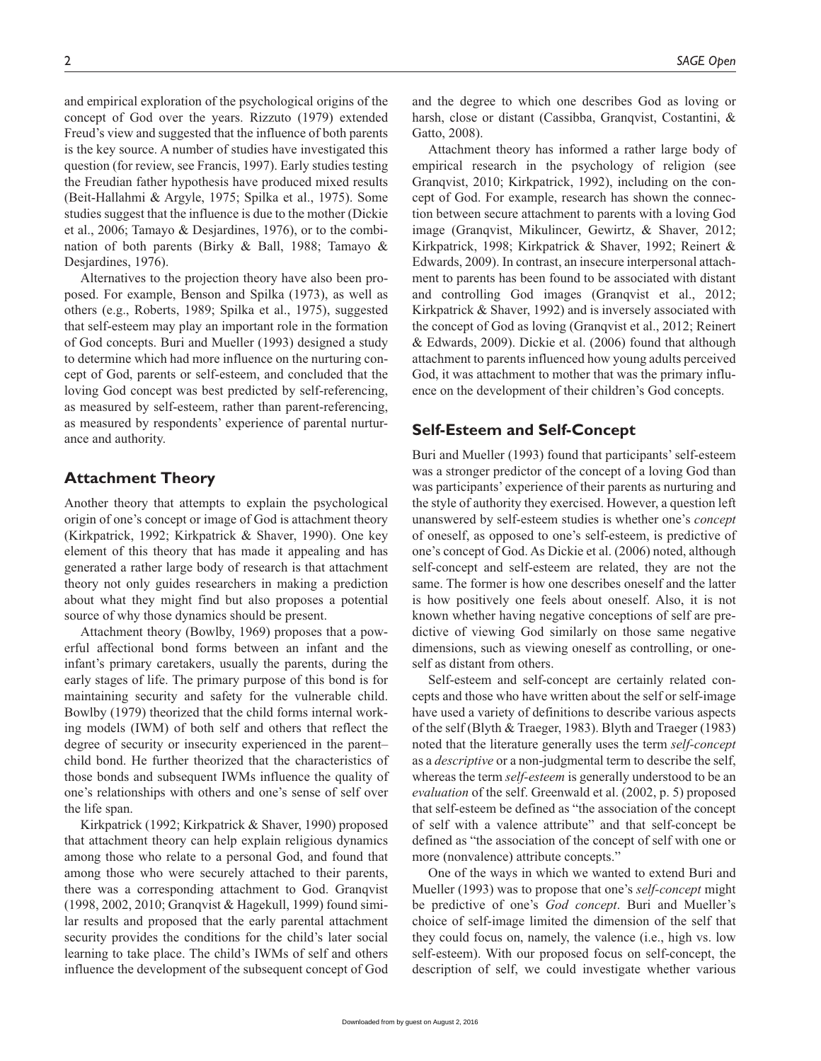and empirical exploration of the psychological origins of the concept of God over the years. Rizzuto (1979) extended Freud's view and suggested that the influence of both parents is the key source. A number of studies have investigated this question (for review, see Francis, 1997). Early studies testing the Freudian father hypothesis have produced mixed results (Beit-Hallahmi & Argyle, 1975; Spilka et al., 1975). Some studies suggest that the influence is due to the mother (Dickie et al., 2006; Tamayo & Desjardines, 1976), or to the combination of both parents (Birky & Ball, 1988; Tamayo & Desjardines, 1976).

Alternatives to the projection theory have also been proposed. For example, Benson and Spilka (1973), as well as others (e.g., Roberts, 1989; Spilka et al., 1975), suggested that self-esteem may play an important role in the formation of God concepts. Buri and Mueller (1993) designed a study to determine which had more influence on the nurturing concept of God, parents or self-esteem, and concluded that the loving God concept was best predicted by self-referencing, as measured by self-esteem, rather than parent-referencing, as measured by respondents' experience of parental nurturance and authority.

## Attachment Theory

Another theory that attempts to explain the psychological origin of one's concept or image of God is attachment theory (Kirkpatrick, 1992; Kirkpatrick & Shaver, 1990). One key element of this theory that has made it appealing and has generated a rather large body of research is that attachment theory not only guides researchers in making a prediction about what they might find but also proposes a potential source of why those dynamics should be present.

Attachment theory (Bowlby, 1969) proposes that a powerful affectional bond forms between an infant and the infant's primary caretakers, usually the parents, during the early stages of life. The primary purpose of this bond is for maintaining security and safety for the vulnerable child. Bowlby (1979) theorized that the child forms internal working models (IWM) of both self and others that reflect the degree of security or insecurity experienced in the parent–child bond. He further theorized that the characteristics of those bonds and subsequent IWMs influence the quality of one's relationships with others and one's sense of self over the life span.

Kirkpatrick (1992; Kirkpatrick & Shaver, 1990) proposed that attachment theory can help explain religious dynamics among those who relate to a personal God, and found that among those who were securely attached to their parents, there was a corresponding attachment to God. Granqvist (1998, 2002, 2010; Granqvist & Hagekull, 1999) found similar results and proposed that the early parental attachment security provides the conditions for the child's later social learning to take place. The child's IWMs of self and others influence the development of the subsequent concept of God and the degree to which one describes God as loving or harsh, close or distant (Cassibba, Granqvist, Costantini, & Gatto, 2008).

Attachment theory has informed a rather large body of empirical research in the psychology of religion (see Granqvist, 2010; Kirkpatrick, 1992), including on the concept of God. For example, research has shown the connection between secure attachment to parents with a loving God image (Granqvist, Mikulincer, Gewirtz, & Shaver, 2012; Kirkpatrick, 1998; Kirkpatrick & Shaver, 1992; Reinert & Edwards, 2009). In contrast, an insecure interpersonal attachment to parents has been found to be associated with distant and controlling God images (Granqvist et al., 2012; Kirkpatrick & Shaver, 1992) and is inversely associated with the concept of God as loving (Granqvist et al., 2012; Reinert & Edwards, 2009). Dickie et al. (2006) found that although attachment to parents influenced how young adults perceived God, it was attachment to mother that was the primary influence on the development of their children's God concepts.

## Self-Esteem and Self-Concept

Buri and Mueller (1993) found that participants' self-esteem was a stronger predictor of the concept of a loving God than was participants' experience of their parents as nurturing and the style of authority they exercised. However, a question left unanswered by self-esteem studies is whether one's *concept* of oneself, as opposed to one's self-esteem, is predictive of one's concept of God. As Dickie et al. (2006) noted, although self-concept and self-esteem are related, they are not the same. The former is how one describes oneself and the latter is how positively one feels about oneself. Also, it is not known whether having negative conceptions of self are predictive of viewing God similarly on those same negative dimensions, such as viewing oneself as controlling, or oneself as distant from others.

Self-esteem and self-concept are certainly related concepts and those who have written about the self or self-image have used a variety of definitions to describe various aspects of the self (Blyth & Traeger, 1983). Blyth and Traeger (1983) noted that the literature generally uses the term *self-concept* as a *descriptive* or a non-judgmental term to describe the self, whereas the term *self-esteem* is generally understood to be an *evaluation* of the self. Greenwald et al. (2002, p. 5) proposed that self-esteem be defined as "the association of the concept of self with a valence attribute" and that self-concept be defined as "the association of the concept of self with one or more (nonvalence) attribute concepts."

One of the ways in which we wanted to extend Buri and Mueller (1993) was to propose that one's *self-concept* might be predictive of one's *God concept*. Buri and Mueller's choice of self-image limited the dimension of the self that they could focus on, namely, the valence (i.e., high vs. low self-esteem). With our proposed focus on self-concept, the description of self, we could investigate whether various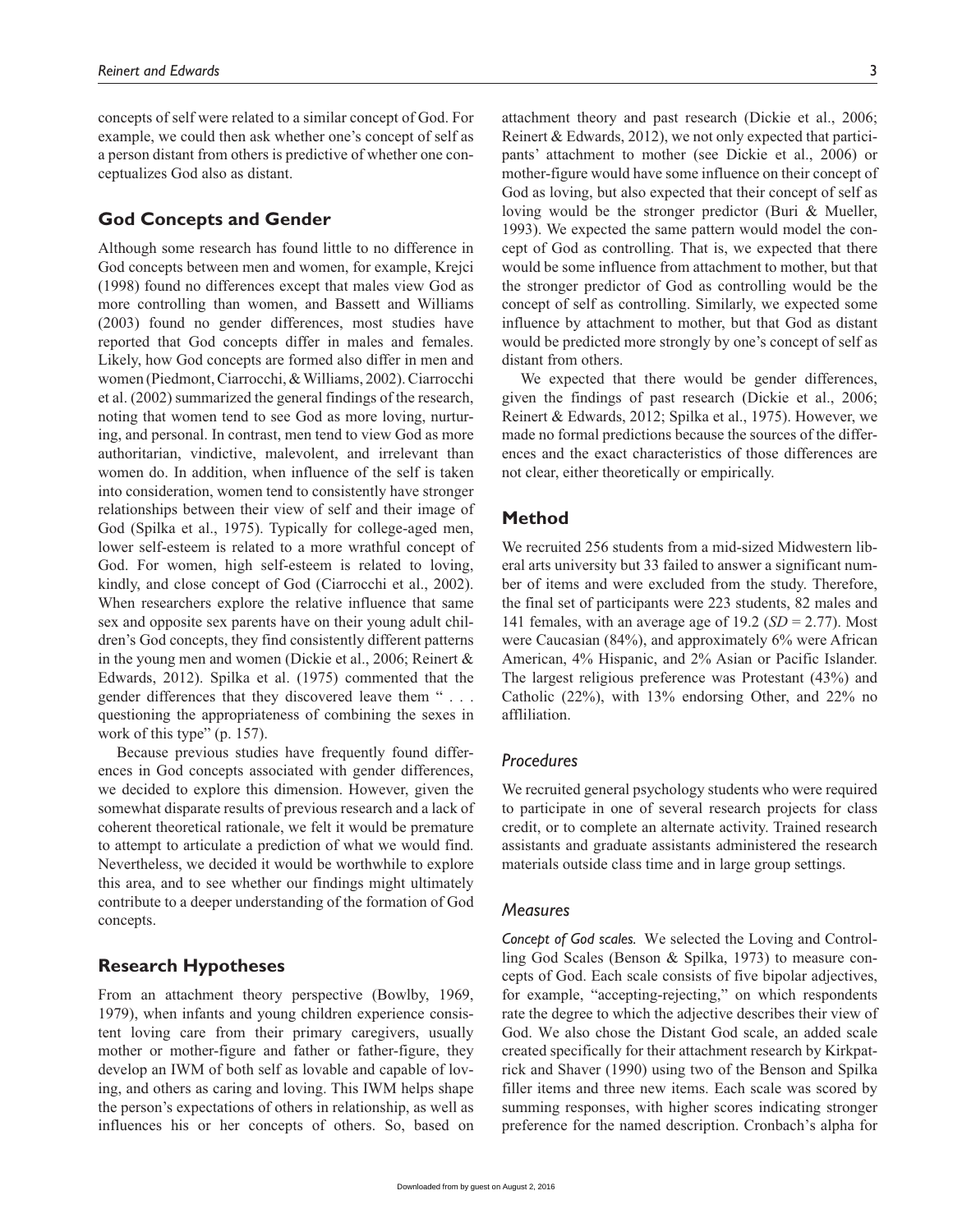concepts of self were related to a similar concept of God. For example, we could then ask whether one's concept of self as a person distant from others is predictive of whether one conceptualizes God also as distant.

## God Concepts and Gender

Although some research has found little to no difference in God concepts between men and women, for example, Krejci (1998) found no differences except that males view God as more controlling than women, and Bassett and Williams (2003) found no gender differences, most studies have reported that God concepts differ in males and females. Likely, how God concepts are formed also differ in men and women (Piedmont, Ciarrocchi, & Williams, 2002). Ciarrocchi et al. (2002) summarized the general findings of the research, noting that women tend to see God as more loving, nurturing, and personal. In contrast, men tend to view God as more authoritarian, vindictive, malevolent, and irrelevant than women do. In addition, when influence of the self is taken into consideration, women tend to consistently have stronger relationships between their view of self and their image of God (Spilka et al., 1975). Typically for college-aged men, lower self-esteem is related to a more wrathful concept of God. For women, high self-esteem is related to loving, kindly, and close concept of God (Ciarrocchi et al., 2002). When researchers explore the relative influence that same sex and opposite sex parents have on their young adult children's God concepts, they find consistently different patterns in the young men and women (Dickie et al., 2006; Reinert & Edwards, 2012). Spilka et al. (1975) commented that the gender differences that they discovered leave them " . . . questioning the appropriateness of combining the sexes in work of this type" (p. 157).

Because previous studies have frequently found differences in God concepts associated with gender differences, we decided to explore this dimension. However, given the somewhat disparate results of previous research and a lack of coherent theoretical rationale, we felt it would be premature to attempt to articulate a prediction of what we would find. Nevertheless, we decided it would be worthwhile to explore this area, and to see whether our findings might ultimately contribute to a deeper understanding of the formation of God concepts.

## Research Hypotheses

From an attachment theory perspective (Bowlby, 1969, 1979), when infants and young children experience consistent loving care from their primary caregivers, usually mother or mother-figure and father or father-figure, they develop an IWM of both self as lovable and capable of loving, and others as caring and loving. This IWM helps shape the person's expectations of others in relationship, as well as influences his or her concepts of others. So, based on attachment theory and past research (Dickie et al., 2006; Reinert & Edwards, 2012), we not only expected that participants' attachment to mother (see Dickie et al., 2006) or mother-figure would have some influence on their concept of God as loving, but also expected that their concept of self as loving would be the stronger predictor (Buri & Mueller, 1993). We expected the same pattern would model the concept of God as controlling. That is, we expected that there would be some influence from attachment to mother, but that the stronger predictor of God as controlling would be the concept of self as controlling. Similarly, we expected some influence by attachment to mother, but that God as distant would be predicted more strongly by one's concept of self as distant from others.

We expected that there would be gender differences, given the findings of past research (Dickie et al., 2006; Reinert & Edwards, 2012; Spilka et al., 1975). However, we made no formal predictions because the sources of the differences and the exact characteristics of those differences are not clear, either theoretically or empirically.

## Method

We recruited 256 students from a mid-sized Midwestern liberal arts university but 33 failed to answer a significant number of items and were excluded from the study. Therefore, the final set of participants were 223 students, 82 males and 141 females, with an average age of 19.2 ($SD$ = 2.77). Most were Caucasian (84%), and approximately 6% were African American, 4% Hispanic, and 2% Asian or Pacific Islander. The largest religious preference was Protestant (43%) and Catholic (22%), with 13% endorsing Other, and 22% no affiliation.

### Procedures

We recruited general psychology students who were required to participate in one of several research projects for class credit, or to complete an alternate activity. Trained research assistants and graduate assistants administered the research materials outside class time and in large group settings.

### Measures

*Concept of God scales.* We selected the Loving and Controlling God Scales (Benson & Spilka, 1973) to measure concepts of God. Each scale consists of five bipolar adjectives, for example, "accepting-rejecting," on which respondents rate the degree to which the adjective describes their view of God. We also chose the Distant God scale, an added scale created specifically for their attachment research by Kirkpatrick and Shaver (1990) using two of the Benson and Spilka filler items and three new items. Each scale was scored by summing responses, with higher scores indicating stronger preference for the named description. Cronbach's alpha for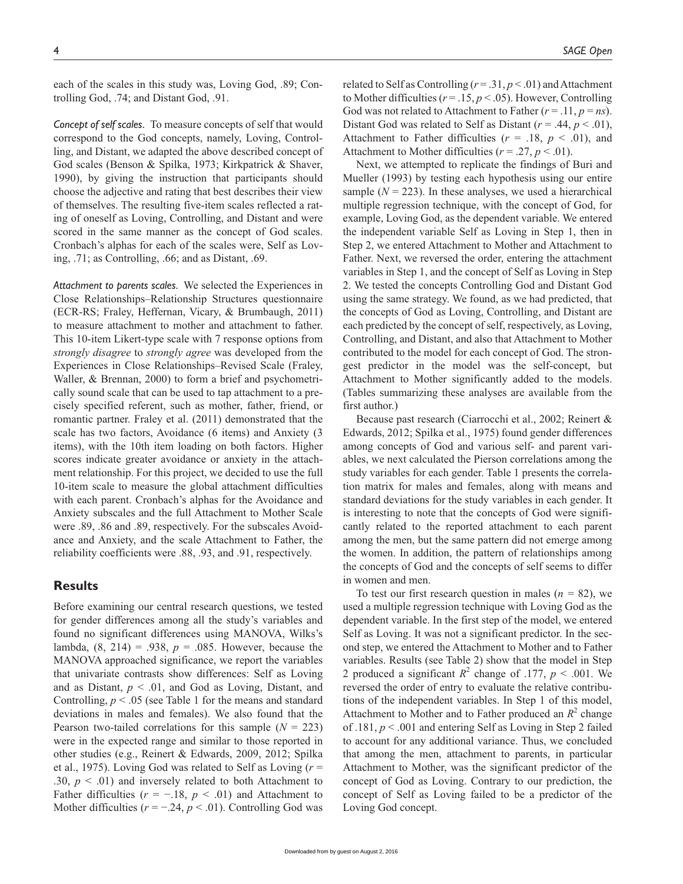each of the scales in this study was, Loving God, .89; Controlling God, .74; and Distant God, .91.

*Concept of self scales.* To measure concepts of self that would correspond to the God concepts, namely, Loving, Controlling, and Distant, we adapted the above described concept of God scales (Benson & Spilka, 1973; Kirkpatrick & Shaver, 1990), by giving the instruction that participants should choose the adjective and rating that best describes their view of themselves. The resulting five-item scales reflected a rating of oneself as Loving, Controlling, and Distant and were scored in the same manner as the concept of God scales. Cronbach's alphas for each of the scales were, Self as Loving, .71; as Controlling, .66; and as Distant, .69.

*Attachment to parents scales.* We selected the Experiences in Close Relationships–Relationship Structures questionnaire (ECR-RS; Fraley, Heffernan, Vicary, & Brumbaugh, 2011) to measure attachment to mother and attachment to father. This 10-item Likert-type scale with 7 response options from *strongly disagree* to *strongly agree* was developed from the Experiences in Close Relationships–Revised Scale (Fraley, Waller, & Brennan, 2000) to form a brief and psychometrically sound scale that can be used to tap attachment to a precisely specified referent, such as mother, father, friend, or romantic partner. Fraley et al. (2011) demonstrated that the scale has two factors, Avoidance (6 items) and Anxiety (3 items), with the 10th item loading on both factors. Higher scores indicate greater avoidance or anxiety in the attachment relationship. For this project, we decided to use the full 10-item scale to measure the global attachment difficulties with each parent. Cronbach's alphas for the Avoidance and Anxiety subscales and the full Attachment to Mother Scale were .89, .86 and .89, respectively. For the subscales Avoidance and Anxiety, and the scale Attachment to Father, the reliability coefficients were .88, .93, and .91, respectively.

## Results

Before examining our central research questions, we tested for gender differences among all the study's variables and found no significant differences using MANOVA, Wilks's lambda, (8, 214) = .938, $p$ = .085. However, because the MANOVA approached significance, we report the variables that univariate contrasts show differences: Self as Loving and as Distant, $p < .01$, and God as Loving, Distant, and Controlling, $p < .05$ (see Table 1 for the means and standard deviations in males and females). We also found that the Pearson two-tailed correlations for this sample ($N$ = 223) were in the expected range and similar to those reported in other studies (e.g., Reinert & Edwards, 2009, 2012; Spilka et al., 1975). Loving God was related to Self as Loving ($r$ = .30, $p < .01$) and inversely related to both Attachment to Father difficulties ($r = -.18$, $p < .01$) and Attachment to Mother difficulties ($r = -.24$, $p < .01$). Controlling God was related to Self as Controlling ($r = .31$, $p < .01$) and Attachment to Mother difficulties ($r = .15$, $p < .05$). However, Controlling God was not related to Attachment to Father ($r = .11$, $p = ns$). Distant God was related to Self as Distant ($r = .44$, $p < .01$), Attachment to Father difficulties ($r = .18$, $p < .01$), and Attachment to Mother difficulties ($r = .27$, $p < .01$).

Next, we attempted to replicate the findings of Buri and Mueller (1993) by testing each hypothesis using our entire sample ($N$ = 223). In these analyses, we used a hierarchical multiple regression technique, with the concept of God, for example, Loving God, as the dependent variable. We entered the independent variable Self as Loving in Step 1, then in Step 2, we entered Attachment to Mother and Attachment to Father. Next, we reversed the order, entering the attachment variables in Step 1, and the concept of Self as Loving in Step 2. We tested the concepts Controlling God and Distant God using the same strategy. We found, as we had predicted, that the concepts of God as Loving, Controlling, and Distant are each predicted by the concept of self, respectively, as Loving, Controlling, and Distant, and also that Attachment to Mother contributed to the model for each concept of God. The strongest predictor in the model was the self-concept, but Attachment to Mother significantly added to the models. (Tables summarizing these analyses are available from the first author.)

Because past research (Ciarrocchi et al., 2002; Reinert & Edwards, 2012; Spilka et al., 1975) found gender differences among concepts of God and various self- and parent variables, we next calculated the Pearson correlations among the study variables for each gender. Table 1 presents the correlation matrix for males and females, along with means and standard deviations for the study variables in each gender. It is interesting to note that the concepts of God were significantly related to the reported attachment to each parent among the men, but the same pattern did not emerge among the women. In addition, the pattern of relationships among the concepts of God and the concepts of self seems to differ in women and men.

To test our first research question in males ($n$ = 82), we used a multiple regression technique with Loving God as the dependent variable. In the first step of the model, we entered Self as Loving. It was not a significant predictor. In the second step, we entered the Attachment to Mother and to Father variables. Results (see Table 2) show that the model in Step 2 produced a significant $R^2$ change of .177, $p < .001$. We reversed the order of entry to evaluate the relative contributions of the independent variables. In Step 1 of this model, Attachment to Mother and to Father produced an $R^2$ change of .181, $p < .001$ and entering Self as Loving in Step 2 failed to account for any additional variance. Thus, we concluded that among the men, attachment to parents, in particular Attachment to Mother, was the significant predictor of the concept of God as Loving. Contrary to our prediction, the concept of Self as Loving failed to be a predictor of the Loving God concept.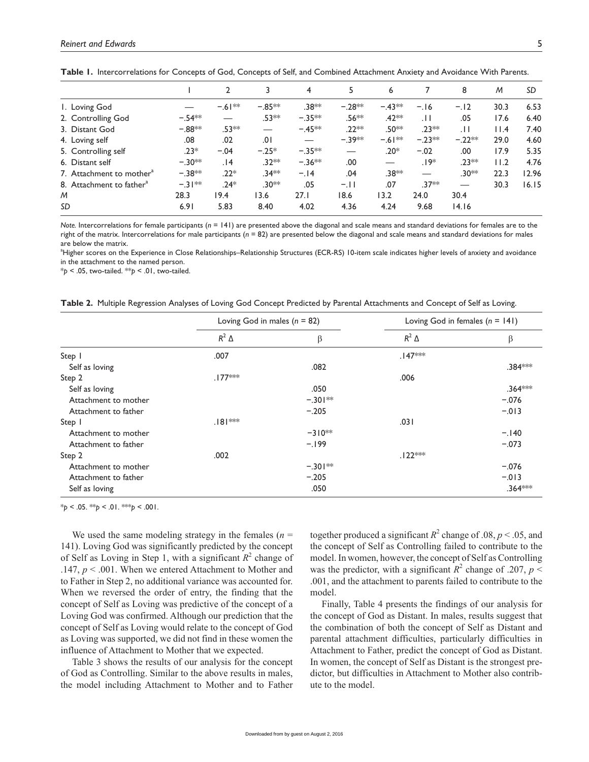**Table 1.** Intercorrelations for Concepts of God, Concepts of Self, and Combined Attachment Anxiety and Avoidance With Parents.

| | 1 | 2 | 3 | 4 | 5 | 6 | 7 | 8 | *M* | *SD* |
|---|---|---|---|---|---|---|---|---|---|---|
| 1. Loving God | — | −.61** | −.85** | .38** | −.28** | −.43** | −.16 | −.12 | 30.3 | 6.53 |
| 2. Controlling God | −.54** | — | .53** | −.35** | .56** | .42** | .11 | .05 | 17.6 | 6.40 |
| 3. Distant God | −.88** | .53** | — | −.45** | .22** | .50** | .23** | .11 | 11.4 | 7.40 |
| 4. Loving self | .08 | .02 | .01 | — | −.39** | −.61** | −.23** | −.22** | 29.0 | 4.60 |
| 5. Controlling self | .23* | −.04 | −.25* | −.35** | — | .20* | −.02 | .00 | 17.9 | 5.35 |
| 6. Distant self | −.30** | .14 | .32** | −.36** | .00 | — | .19* | .23** | 11.2 | 4.76 |
| 7. Attachment to mother[a] | −.38** | .22* | .34** | −.14 | .04 | .38** | — | .30** | 22.3 | 12.96 |
| 8. Attachment to father[a] | −.31** | .24* | .30** | .05 | −.11 | .07 | .37** | — | 30.3 | 16.15 |
| *M* | 28.3 | 19.4 | 13.6 | 27.1 | 18.6 | 13.2 | 24.0 | 30.4 | | |
| *SD* | 6.91 | 5.83 | 8.40 | 4.02 | 4.36 | 4.24 | 9.68 | 14.16 | | |

*Note.* Intercorrelations for female participants ($n$ = 141) are presented above the diagonal and scale means and standard deviations for females are to the right of the matrix. Intercorrelations for male participants ($n$ = 82) are presented below the diagonal and scale means and standard deviations for males are below the matrix.

[a]Higher scores on the Experience in Close Relationships–Relationship Structures (ECR-RS) 10-item scale indicates higher levels of anxiety and avoidance in the attachment to the named person.

*$p$ < .05, two-tailed. **$p$ < .01, two-tailed.

**Table 2.** Multiple Regression Analyses of Loving God Concept Predicted by Parental Attachments and Concept of Self as Loving.

| | Loving God in males ($n$ = 82) | | Loving God in females ($n$ = 141) | |
|---|---|---|---|---|
| | $R^2$ Δ | β | $R^2$ Δ | β |
| Step 1 | .007 | | .147*** | |
| Self as loving | | .082 | | .384*** |
| Step 2 | .177*** | | .006 | |
| Self as loving | | .050 | | .364*** |
| Attachment to mother | | −.301** | | −.076 |
| Attachment to father | | −.205 | | −.013 |
| Step 1 | .181*** | | .031 | |
| Attachment to mother | | −310** | | −.140 |
| Attachment to father | | −.199 | | −.073 |
| Step 2 | .002 | | .122*** | |
| Attachment to mother | | −.301** | | −.076 |
| Attachment to father | | −.205 | | −.013 |
| Self as loving | | .050 | | .364*** |

*$p$ < .05. **$p$ < .01. ***$p$ < .001.

We used the same modeling strategy in the females ($n$ = 141). Loving God was significantly predicted by the concept of Self as Loving in Step 1, with a significant $R^2$ change of .147, $p < .001$. When we entered Attachment to Mother and to Father in Step 2, no additional variance was accounted for. When we reversed the order of entry, the finding that the concept of Self as Loving was predictive of the concept of a Loving God was confirmed. Although our prediction that the concept of Self as Loving would relate to the concept of God as Loving was supported, we did not find in these women the influence of Attachment to Mother that we expected.

Table 3 shows the results of our analysis for the concept of God as Controlling. Similar to the above results in males, the model including Attachment to Mother and to Father together produced a significant $R^2$ change of .08, $p < .05$, and the concept of Self as Controlling failed to contribute to the model. In women, however, the concept of Self as Controlling was the predictor, with a significant $R^2$ change of .207, $p < .001$, and the attachment to parents failed to contribute to the model.

Finally, Table 4 presents the findings of our analysis for the concept of God as Distant. In males, results suggest that the combination of both the concept of Self as Distant and parental attachment difficulties, particularly difficulties in Attachment to Father, predict the concept of God as Distant. In women, the concept of Self as Distant is the strongest predictor, but difficulties in Attachment to Mother also contribute to the model.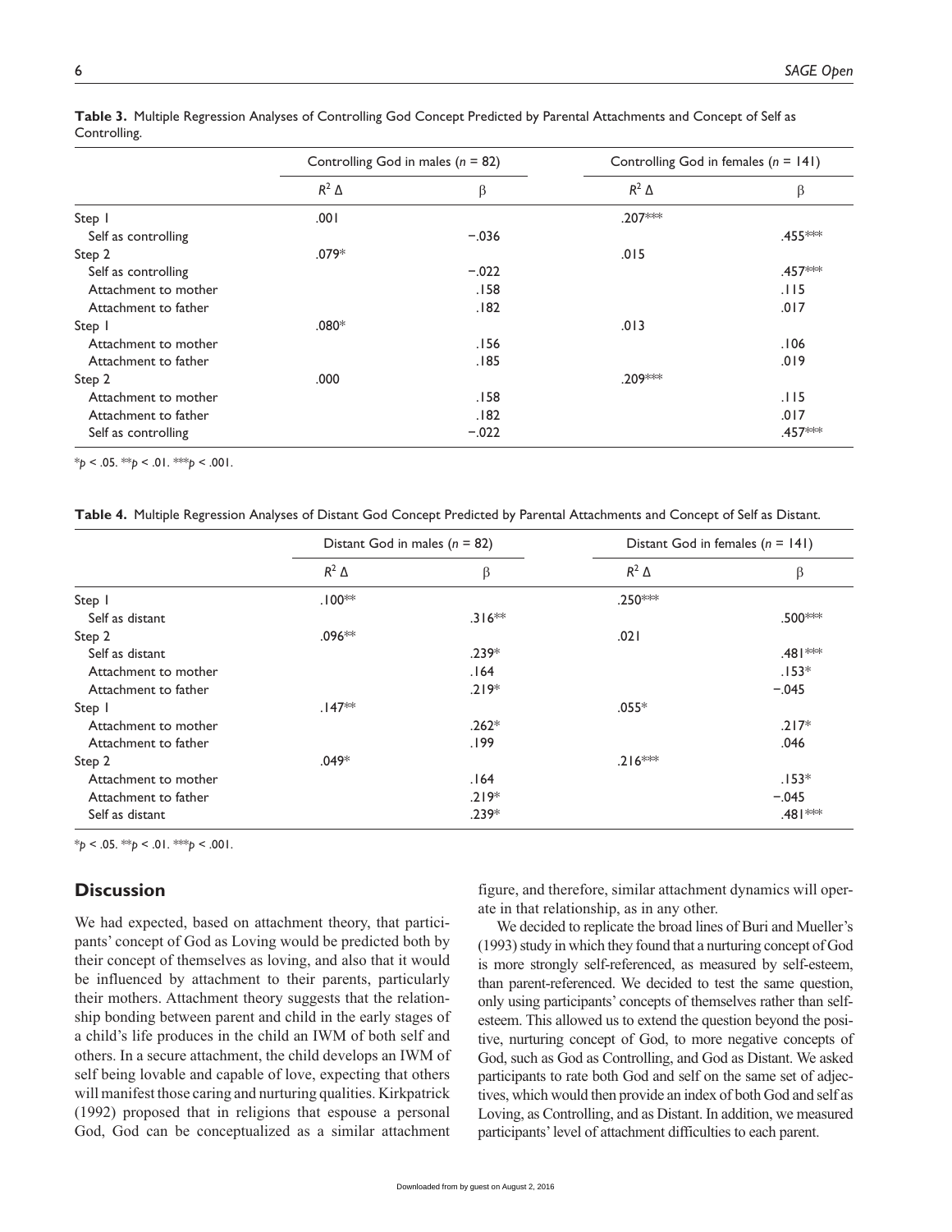**Table 3.** Multiple Regression Analyses of Controlling God Concept Predicted by Parental Attachments and Concept of Self as Controlling.

| | Controlling God in males ($n$ = 82) | | Controlling God in females ($n$ = 141) | |
|---|---|---|---|---|
| | $R^2$ Δ | β | $R^2$ Δ | β |
| Step 1 | .001 | | .207*** | |
| Self as controlling | | −.036 | | .455*** |
| Step 2 | .079* | | .015 | |
| Self as controlling | | −.022 | | .457*** |
| Attachment to mother | | .158 | | .115 |
| Attachment to father | | .182 | | .017 |
| Step 1 | .080* | | .013 | |
| Attachment to mother | | .156 | | .106 |
| Attachment to father | | .185 | | .019 |
| Step 2 | .000 | | .209*** | |
| Attachment to mother | | .158 | | .115 |
| Attachment to father | | .182 | | .017 |
| Self as controlling | | −.022 | | .457*** |

*$p < .05$. **$p < .01$. ***$p < .001$.

**Table 4.** Multiple Regression Analyses of Distant God Concept Predicted by Parental Attachments and Concept of Self as Distant.

| | Distant God in males ($n$ = 82) | | Distant God in females ($n$ = 141) | |
|---|---|---|---|---|
| | $R^2$ Δ | β | $R^2$ Δ | β |
| Step 1 | .100** | | .250*** | |
| Self as distant | | .316** | | .500*** |
| Step 2 | .096** | | .021 | |
| Self as distant | | .239* | | .481*** |
| Attachment to mother | | .164 | | .153* |
| Attachment to father | | .219* | | −.045 |
| Step 1 | .147** | | .055* | |
| Attachment to mother | | .262* | | .217* |
| Attachment to father | | .199 | | .046 |
| Step 2 | .049* | | .216*** | |
| Attachment to mother | | .164 | | .153* |
| Attachment to father | | .219* | | −.045 |
| Self as distant | | .239* | | .481*** |

*$p < .05$. **$p < .01$. ***$p < .001$.

## Discussion

We had expected, based on attachment theory, that participants' concept of God as Loving would be predicted both by their concept of themselves as loving, and also that it would be influenced by attachment to their parents, particularly their mothers. Attachment theory suggests that the relationship bonding between parent and child in the early stages of a child's life produces in the child an IWM of both self and others. In a secure attachment, the child develops an IWM of self being lovable and capable of love, expecting that others will manifest those caring and nurturing qualities. Kirkpatrick (1992) proposed that in religions that espouse a personal God, God can be conceptualized as a similar attachment figure, and therefore, similar attachment dynamics will operate in that relationship, as in any other.

We decided to replicate the broad lines of Buri and Mueller's (1993) study in which they found that a nurturing concept of God is more strongly self-referenced, as measured by self-esteem, than parent-referenced. We decided to test the same question, only using participants' concepts of themselves rather than self-esteem. This allowed us to extend the question beyond the positive, nurturing concept of God, to more negative concepts of God, such as God as Controlling, and God as Distant. We asked participants to rate both God and self on the same set of adjectives, which would then provide an index of both God and self as Loving, as Controlling, and as Distant. In addition, we measured participants' level of attachment difficulties to each parent.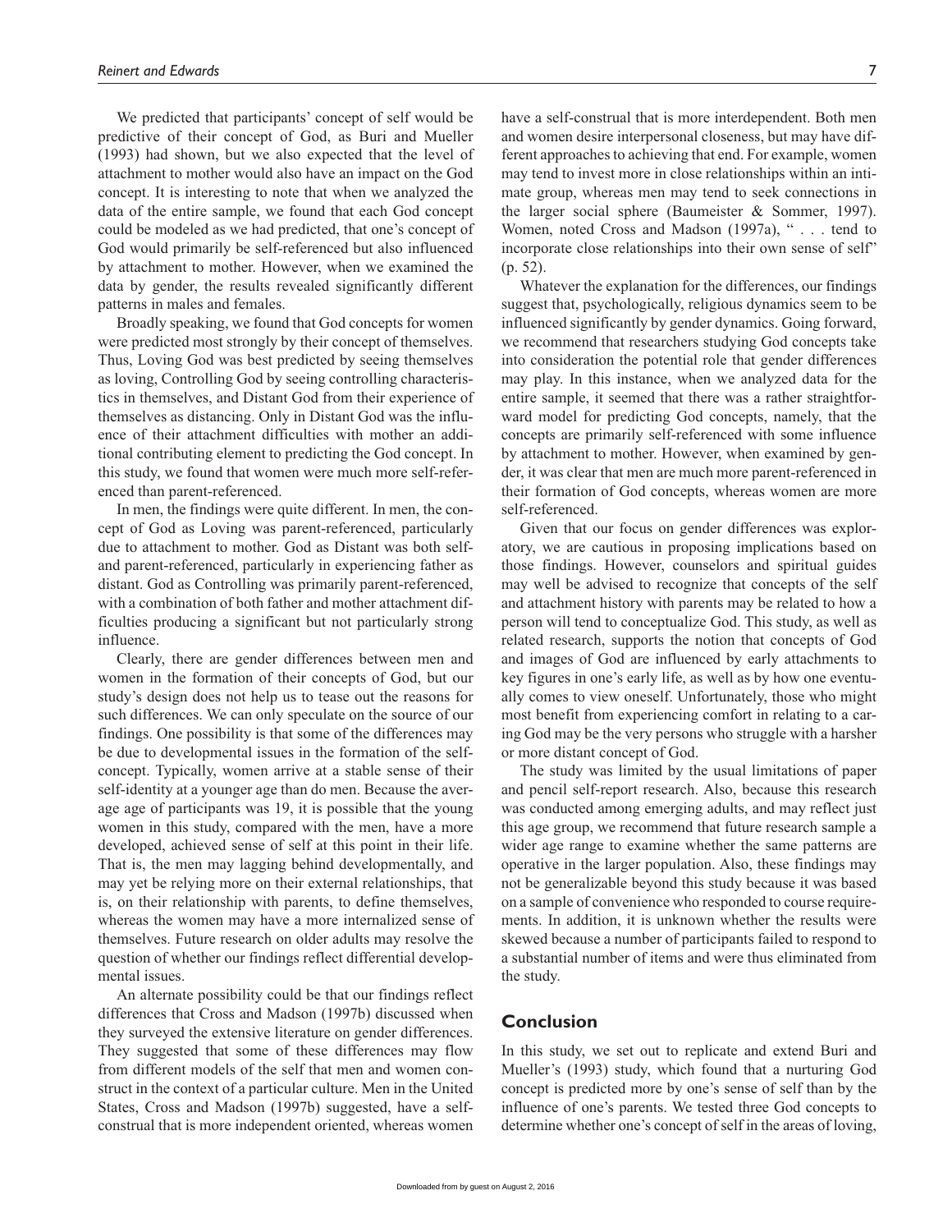We predicted that participants' concept of self would be predictive of their concept of God, as Buri and Mueller (1993) had shown, but we also expected that the level of attachment to mother would also have an impact on the God concept. It is interesting to note that when we analyzed the data of the entire sample, we found that each God concept could be modeled as we had predicted, that one's concept of God would primarily be self-referenced but also influenced by attachment to mother. However, when we examined the data by gender, the results revealed significantly different patterns in males and females.

Broadly speaking, we found that God concepts for women were predicted most strongly by their concept of themselves. Thus, Loving God was best predicted by seeing themselves as loving, Controlling God by seeing controlling characteristics in themselves, and Distant God from their experience of themselves as distancing. Only in Distant God was the influence of their attachment difficulties with mother an additional contributing element to predicting the God concept. In this study, we found that women were much more self-referenced than parent-referenced.

In men, the findings were quite different. In men, the concept of God as Loving was parent-referenced, particularly due to attachment to mother. God as Distant was both self- and parent-referenced, particularly in experiencing father as distant. God as Controlling was primarily parent-referenced, with a combination of both father and mother attachment difficulties producing a significant but not particularly strong influence.

Clearly, there are gender differences between men and women in the formation of their concepts of God, but our study's design does not help us to tease out the reasons for such differences. We can only speculate on the source of our findings. One possibility is that some of the differences may be due to developmental issues in the formation of the self-concept. Typically, women arrive at a stable sense of their self-identity at a younger age than do men. Because the average age of participants was 19, it is possible that the young women in this study, compared with the men, have a more developed, achieved sense of self at this point in their life. That is, the men may lagging behind developmentally, and may yet be relying more on their external relationships, that is, on their relationship with parents, to define themselves, whereas the women may have a more internalized sense of themselves. Future research on older adults may resolve the question of whether our findings reflect differential developmental issues.

An alternate possibility could be that our findings reflect differences that Cross and Madson (1997b) discussed when they surveyed the extensive literature on gender differences. They suggested that some of these differences may flow from different models of the self that men and women construct in the context of a particular culture. Men in the United States, Cross and Madson (1997b) suggested, have a self-construal that is more independent oriented, whereas women have a self-construal that is more interdependent. Both men and women desire interpersonal closeness, but may have different approaches to achieving that end. For example, women may tend to invest more in close relationships within an intimate group, whereas men may tend to seek connections in the larger social sphere (Baumeister & Sommer, 1997). Women, noted Cross and Madson (1997a), " . . . tend to incorporate close relationships into their own sense of self" (p. 52).

Whatever the explanation for the differences, our findings suggest that, psychologically, religious dynamics seem to be influenced significantly by gender dynamics. Going forward, we recommend that researchers studying God concepts take into consideration the potential role that gender differences may play. In this instance, when we analyzed data for the entire sample, it seemed that there was a rather straightforward model for predicting God concepts, namely, that the concepts are primarily self-referenced with some influence by attachment to mother. However, when examined by gender, it was clear that men are much more parent-referenced in their formation of God concepts, whereas women are more self-referenced.

Given that our focus on gender differences was exploratory, we are cautious in proposing implications based on those findings. However, counselors and spiritual guides may well be advised to recognize that concepts of the self and attachment history with parents may be related to how a person will tend to conceptualize God. This study, as well as related research, supports the notion that concepts of God and images of God are influenced by early attachments to key figures in one's early life, as well as by how one eventually comes to view oneself. Unfortunately, those who might most benefit from experiencing comfort in relating to a caring God may be the very persons who struggle with a harsher or more distant concept of God.

The study was limited by the usual limitations of paper and pencil self-report research. Also, because this research was conducted among emerging adults, and may reflect just this age group, we recommend that future research sample a wider age range to examine whether the same patterns are operative in the larger population. Also, these findings may not be generalizable beyond this study because it was based on a sample of convenience who responded to course requirements. In addition, it is unknown whether the results were skewed because a number of participants failed to respond to a substantial number of items and were thus eliminated from the study.

## Conclusion

In this study, we set out to replicate and extend Buri and Mueller's (1993) study, which found that a nurturing God concept is predicted more by one's sense of self than by the influence of one's parents. We tested three God concepts to determine whether one's concept of self in the areas of loving,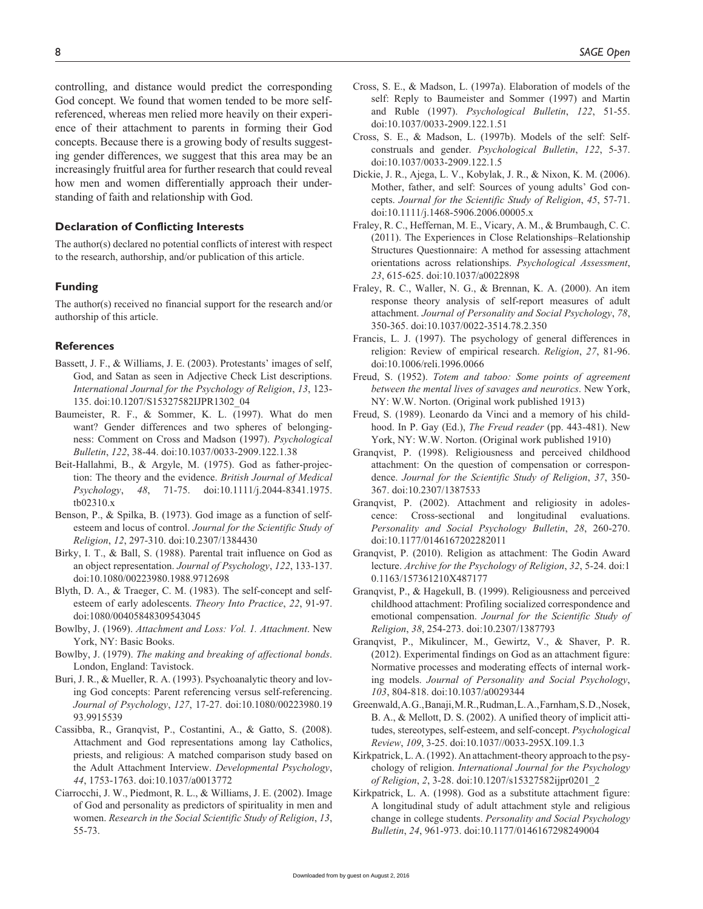controlling, and distance would predict the corresponding God concept. We found that women tended to be more self-referenced, whereas men relied more heavily on their experience of their attachment to parents in forming their God concepts. Because there is a growing body of results suggesting gender differences, we suggest that this area may be an increasingly fruitful area for further research that could reveal how men and women differentially approach their understanding of faith and relationship with God.

### Declaration of Conflicting Interests

The author(s) declared no potential conflicts of interest with respect to the research, authorship, and/or publication of this article.

### Funding

The author(s) received no financial support for the research and/or authorship of this article.

### References

Bassett, J. F., & Williams, J. E. (2003). Protestants' images of self, God, and Satan as seen in Adjective Check List descriptions. *International Journal for the Psychology of Religion*, *13*, 123-135. doi:10.1207/S15327582IJPR1302_04

Baumeister, R. F., & Sommer, K. L. (1997). What do men want? Gender differences and two spheres of belongingness: Comment on Cross and Madson (1997). *Psychological Bulletin*, *122*, 38-44. doi:10.1037/0033-2909.122.1.38

Beit-Hallahmi, B., & Argyle, M. (1975). God as father-projection: The theory and the evidence. *British Journal of Medical Psychology*, *48*, 71-75. doi:10.1111/j.2044-8341.1975.tb02310.x

Benson, P., & Spilka, B. (1973). God image as a function of self-esteem and locus of control. *Journal for the Scientific Study of Religion*, *12*, 297-310. doi:10.2307/1384430

Birky, I. T., & Ball, S. (1988). Parental trait influence on God as an object representation. *Journal of Psychology*, *122*, 133-137. doi:10.1080/00223980.1988.9712698

Blyth, D. A., & Traeger, C. M. (1983). The self-concept and self-esteem of early adolescents. *Theory Into Practice*, *22*, 91-97. doi:1080/00405848309543045

Bowlby, J. (1969). *Attachment and Loss: Vol. 1. Attachment*. New York, NY: Basic Books.

Bowlby, J. (1979). *The making and breaking of affectional bonds*. London, England: Tavistock.

Buri, J. R., & Mueller, R. A. (1993). Psychoanalytic theory and loving God concepts: Parent referencing versus self-referencing. *Journal of Psychology*, *127*, 17-27. doi:10.1080/00223980.1993.9915539

Cassibba, R., Granqvist, P., Costantini, A., & Gatto, S. (2008). Attachment and God representations among lay Catholics, priests, and religious: A matched comparison study based on the Adult Attachment Interview. *Developmental Psychology*, *44*, 1753-1763. doi:10.1037/a0013772

Ciarrocchi, J. W., Piedmont, R. L., & Williams, J. E. (2002). Image of God and personality as predictors of spirituality in men and women. *Research in the Social Scientific Study of Religion*, *13*, 55-73.

Cross, S. E., & Madson, L. (1997a). Elaboration of models of the self: Reply to Baumeister and Sommer (1997) and Martin and Ruble (1997). *Psychological Bulletin*, *122*, 51-55. doi:10.1037/0033-2909.122.1.51

Cross, S. E., & Madson, L. (1997b). Models of the self: Self-construals and gender. *Psychological Bulletin*, *122*, 5-37. doi:10.1037/0033-2909.122.1.5

Dickie, J. R., Ajega, L. V., Kobylak, J. R., & Nixon, K. M. (2006). Mother, father, and self: Sources of young adults' God concepts. *Journal for the Scientific Study of Religion*, *45*, 57-71. doi:10.1111/j.1468-5906.2006.00005.x

Fraley, R. C., Heffernan, M. E., Vicary, A. M., & Brumbaugh, C. C. (2011). The Experiences in Close Relationships–Relationship Structures Questionnaire: A method for assessing attachment orientations across relationships. *Psychological Assessment*, *23*, 615-625. doi:10.1037/a0022898

Fraley, R. C., Waller, N. G., & Brennan, K. A. (2000). An item response theory analysis of self-report measures of adult attachment. *Journal of Personality and Social Psychology*, *78*, 350-365. doi:10.1037/0022-3514.78.2.350

Francis, L. J. (1997). The psychology of general differences in religion: Review of empirical research. *Religion*, *27*, 81-96. doi:10.1006/reli.1996.0066

Freud, S. (1952). *Totem and taboo: Some points of agreement between the mental lives of savages and neurotics*. New York, NY: W.W. Norton. (Original work published 1913)

Freud, S. (1989). Leonardo da Vinci and a memory of his childhood. In P. Gay (Ed.), *The Freud reader* (pp. 443-481). New York, NY: W.W. Norton. (Original work published 1910)

Granqvist, P. (1998). Religiousness and perceived childhood attachment: On the question of compensation or correspondence. *Journal for the Scientific Study of Religion*, *37*, 350-367. doi:10.2307/1387533

Granqvist, P. (2002). Attachment and religiosity in adolescence: Cross-sectional and longitudinal evaluations. *Personality and Social Psychology Bulletin*, *28*, 260-270. doi:10.1177/0146167202282011

Granqvist, P. (2010). Religion as attachment: The Godin Award lecture. *Archive for the Psychology of Religion*, *32*, 5-24. doi:10.1163/157361210X487177

Granqvist, P., & Hagekull, B. (1999). Religiousness and perceived childhood attachment: Profiling socialized correspondence and emotional compensation. *Journal for the Scientific Study of Religion*, *38*, 254-273. doi:10.2307/1387793

Granqvist, P., Mikulincer, M., Gewirtz, V., & Shaver, P. R. (2012). Experimental findings on God as an attachment figure: Normative processes and moderating effects of internal working models. *Journal of Personality and Social Psychology*, *103*, 804-818. doi:10.1037/a0029344

Greenwald, A. G., Banaji, M. R., Rudman, L. A., Farnham, S. D., Nosek, B. A., & Mellott, D. S. (2002). A unified theory of implicit attitudes, stereotypes, self-esteem, and self-concept. *Psychological Review*, *109*, 3-25. doi:10.1037//0033-295X.109.1.3

Kirkpatrick, L. A. (1992). An attachment-theory approach to the psychology of religion. *International Journal for the Psychology of Religion*, *2*, 3-28. doi:10.1207/s15327582ijpr0201_2

Kirkpatrick, L. A. (1998). God as a substitute attachment figure: A longitudinal study of adult attachment style and religious change in college students. *Personality and Social Psychology Bulletin*, *24*, 961-973. doi:10.1177/0146167298249004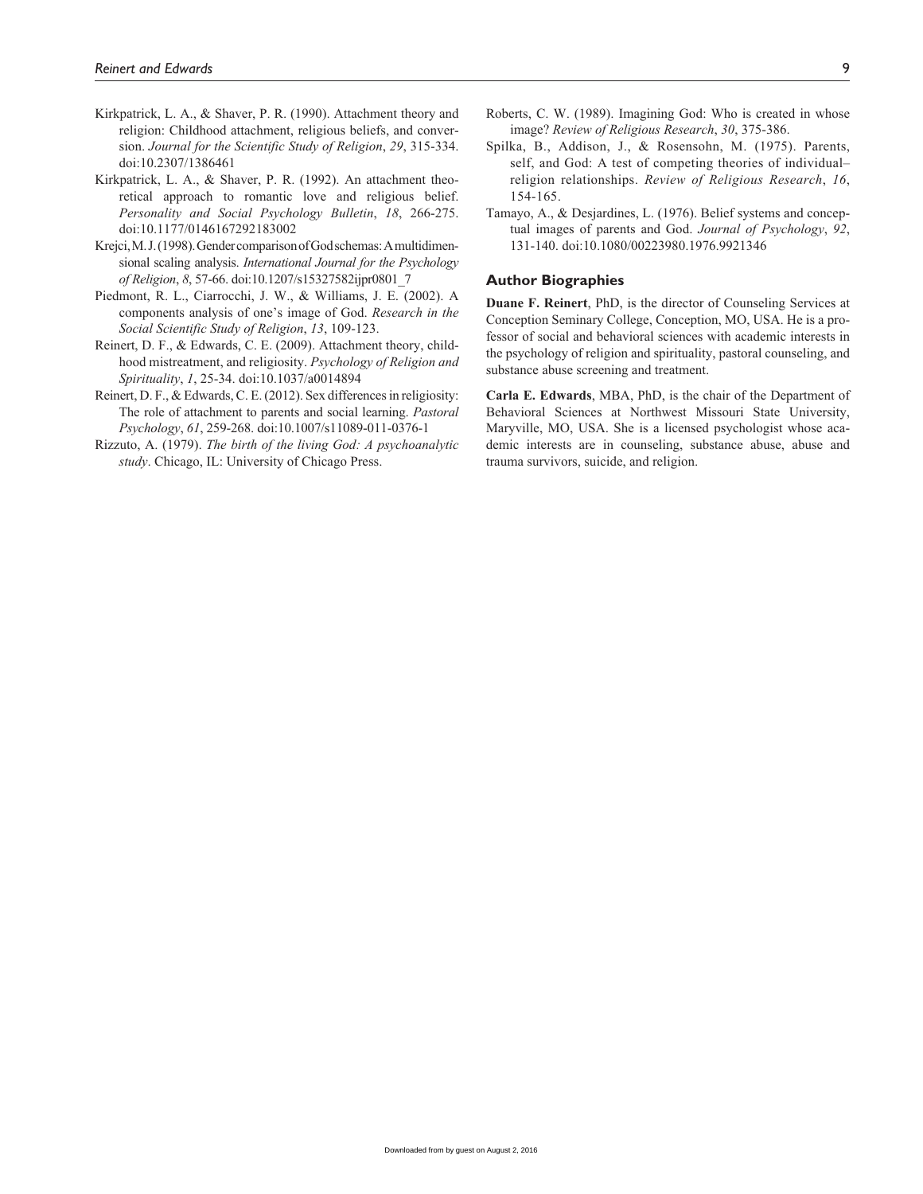Kirkpatrick, L. A., & Shaver, P. R. (1990). Attachment theory and religion: Childhood attachment, religious beliefs, and conversion. *Journal for the Scientific Study of Religion*, *29*, 315-334. doi:10.2307/1386461

Kirkpatrick, L. A., & Shaver, P. R. (1992). An attachment theoretical approach to romantic love and religious belief. *Personality and Social Psychology Bulletin*, *18*, 266-275. doi:10.1177/0146167292183002

Krejci, M. J. (1998). Gender comparison of God schemas: A multidimensional scaling analysis. *International Journal for the Psychology of Religion*, *8*, 57-66. doi:10.1207/s15327582ijpr0801_7

Piedmont, R. L., Ciarrocchi, J. W., & Williams, J. E. (2002). A components analysis of one's image of God. *Research in the Social Scientific Study of Religion*, *13*, 109-123.

Reinert, D. F., & Edwards, C. E. (2009). Attachment theory, childhood mistreatment, and religiosity. *Psychology of Religion and Spirituality*, *1*, 25-34. doi:10.1037/a0014894

Reinert, D. F., & Edwards, C. E. (2012). Sex differences in religiosity: The role of attachment to parents and social learning. *Pastoral Psychology*, *61*, 259-268. doi:10.1007/s11089-011-0376-1

Rizzuto, A. (1979). *The birth of the living God: A psychoanalytic study*. Chicago, IL: University of Chicago Press.

Roberts, C. W. (1989). Imagining God: Who is created in whose image? *Review of Religious Research*, *30*, 375-386.

Spilka, B., Addison, J., & Rosensohn, M. (1975). Parents, self, and God: A test of competing theories of individual–religion relationships. *Review of Religious Research*, *16*, 154-165.

Tamayo, A., & Desjardines, L. (1976). Belief systems and conceptual images of parents and God. *Journal of Psychology*, *92*, 131-140. doi:10.1080/00223980.1976.9921346

## Author Biographies

**Duane F. Reinert**, PhD, is the director of Counseling Services at Conception Seminary College, Conception, MO, USA. He is a professor of social and behavioral sciences with academic interests in the psychology of religion and spirituality, pastoral counseling, and substance abuse screening and treatment.

**Carla E. Edwards**, MBA, PhD, is the chair of the Department of Behavioral Sciences at Northwest Missouri State University, Maryville, MO, USA. She is a licensed psychologist whose academic interests are in counseling, substance abuse, abuse and trauma survivors, suicide, and religion.